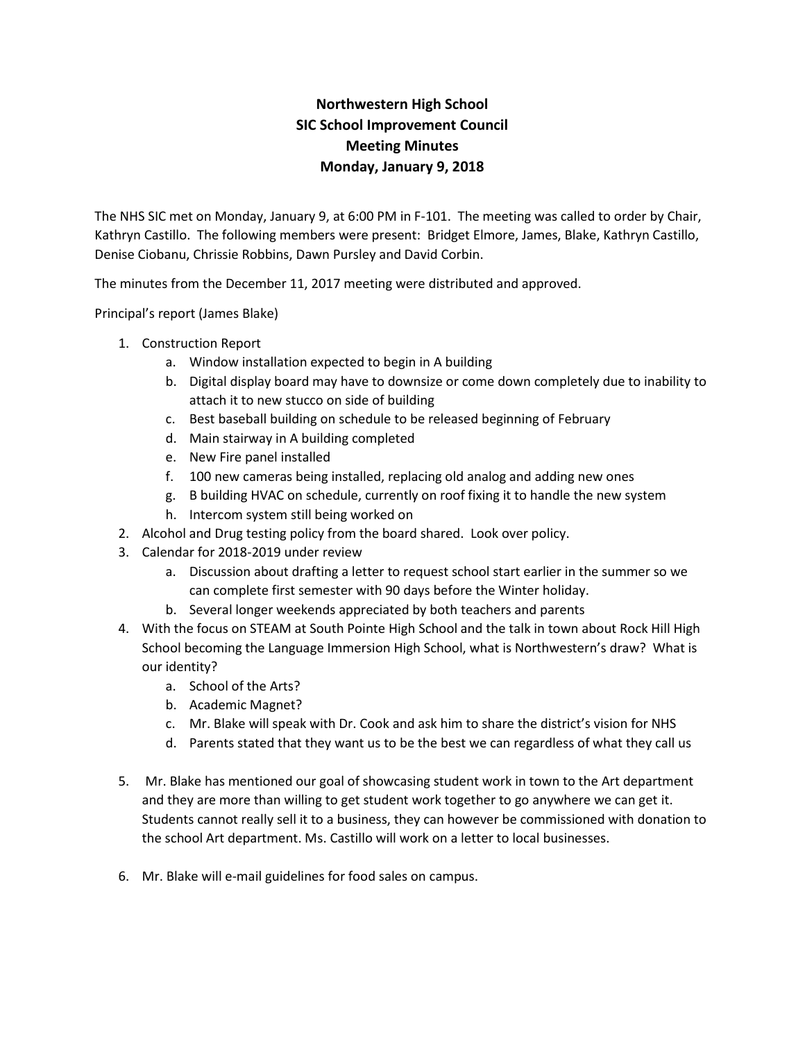# Northwestern High School
## SIC School Improvement Council
## Meeting Minutes
## Monday, January 9, 2018

The NHS SIC met on Monday, January 9, at 6:00 PM in F-101. The meeting was called to order by Chair, Kathryn Castillo. The following members were present: Bridget Elmore, James, Blake, Kathryn Castillo, Denise Ciobanu, Chrissie Robbins, Dawn Pursley and David Corbin.

The minutes from the December 11, 2017 meeting were distributed and approved.

Principal's report (James Blake)

1. Construction Report
   a. Window installation expected to begin in A building
   b. Digital display board may have to downsize or come down completely due to inability to attach it to new stucco on side of building
   c. Best baseball building on schedule to be released beginning of February
   d. Main stairway in A building completed
   e. New Fire panel installed
   f. 100 new cameras being installed, replacing old analog and adding new ones
   g. B building HVAC on schedule, currently on roof fixing it to handle the new system
   h. Intercom system still being worked on
2. Alcohol and Drug testing policy from the board shared. Look over policy.
3. Calendar for 2018-2019 under review
   a. Discussion about drafting a letter to request school start earlier in the summer so we can complete first semester with 90 days before the Winter holiday.
   b. Several longer weekends appreciated by both teachers and parents
4. With the focus on STEAM at South Pointe High School and the talk in town about Rock Hill High School becoming the Language Immersion High School, what is Northwestern's draw? What is our identity?
   a. School of the Arts?
   b. Academic Magnet?
   c. Mr. Blake will speak with Dr. Cook and ask him to share the district's vision for NHS
   d. Parents stated that they want us to be the best we can regardless of what they call us
5. Mr. Blake has mentioned our goal of showcasing student work in town to the Art department and they are more than willing to get student work together to go anywhere we can get it. Students cannot really sell it to a business, they can however be commissioned with donation to the school Art department. Ms. Castillo will work on a letter to local businesses.
6. Mr. Blake will e-mail guidelines for food sales on campus.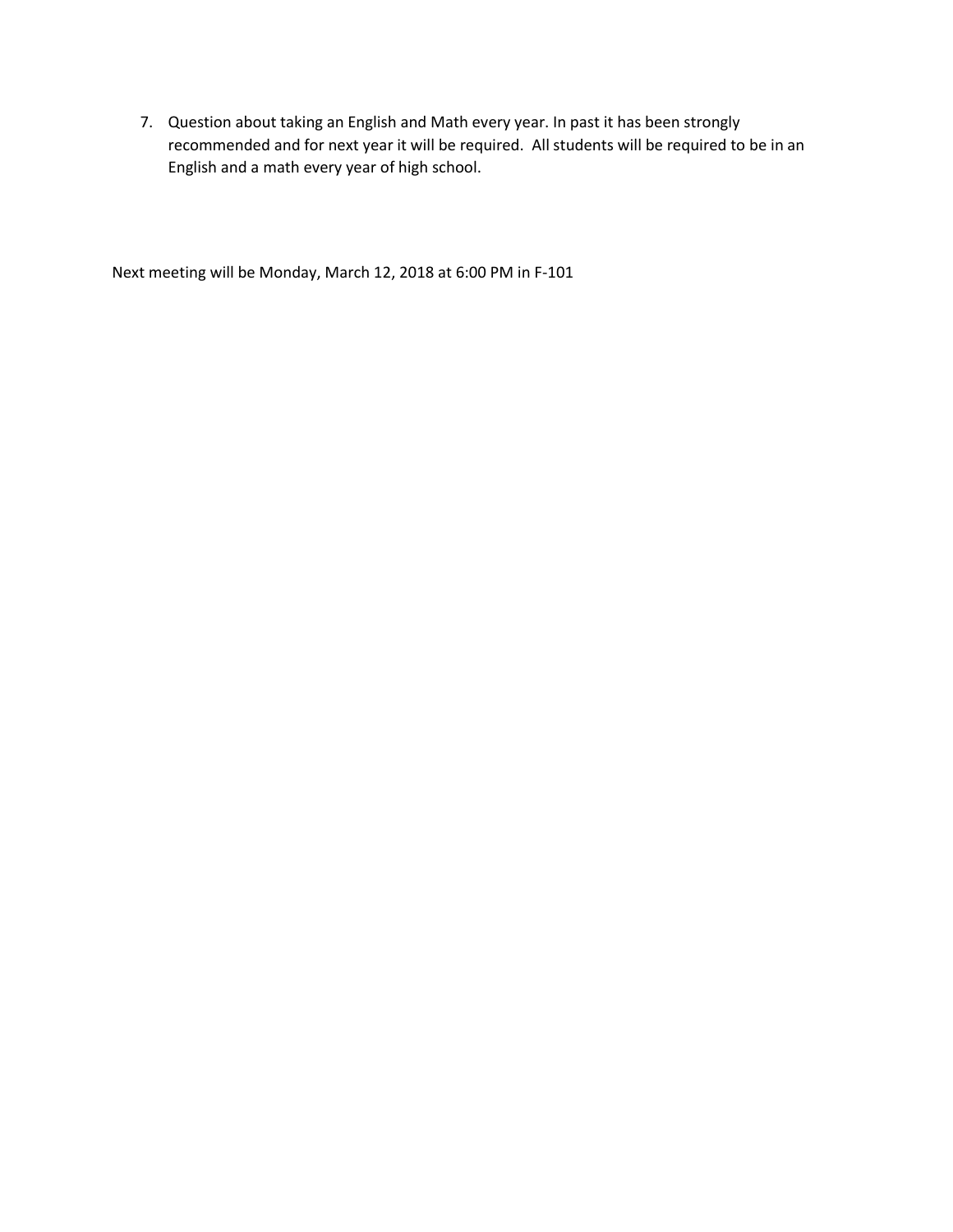7. Question about taking an English and Math every year. In past it has been strongly recommended and for next year it will be required. All students will be required to be in an English and a math every year of high school.

Next meeting will be Monday, March 12, 2018 at 6:00 PM in F-101